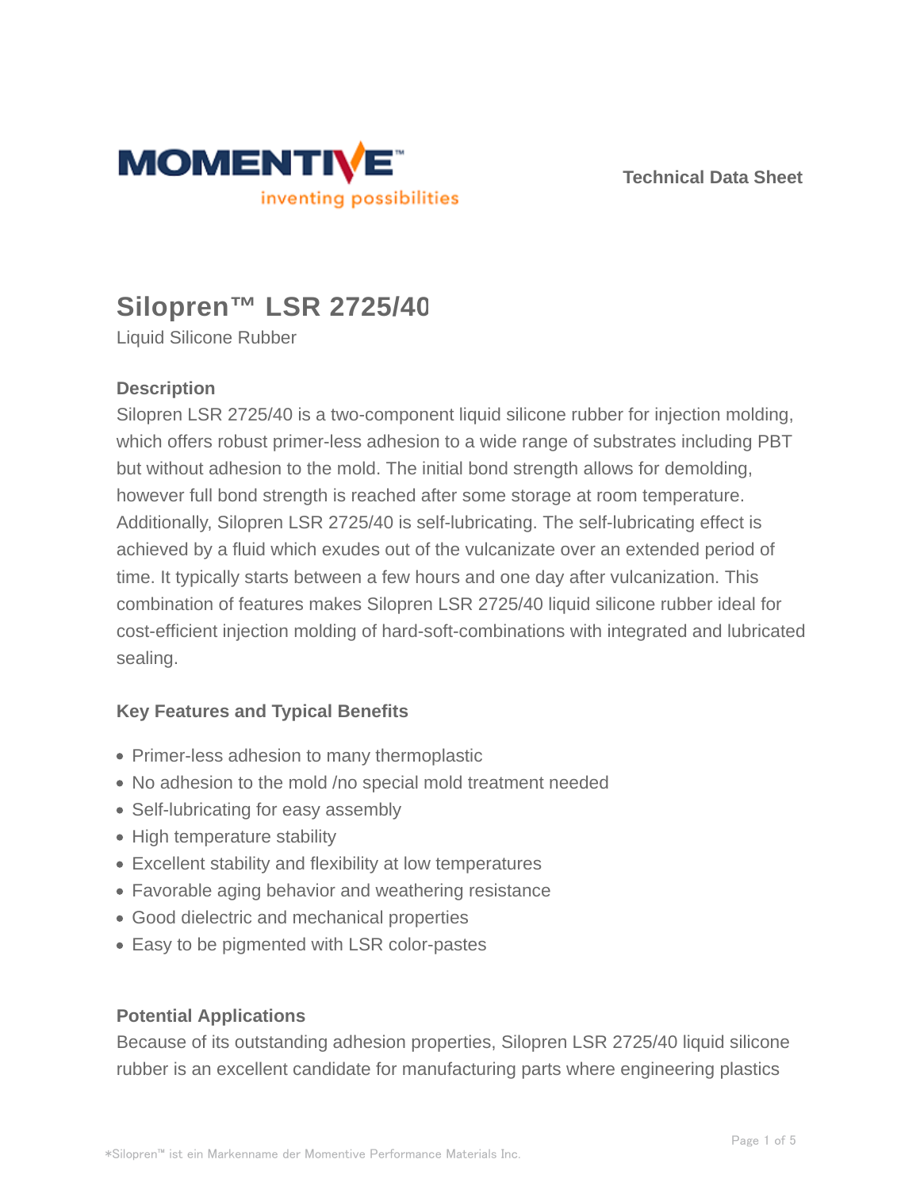**Technical Data Sheet**

# Silopren™ LSR 2725/40

Liquid Silicone Rubber

### Description

Silopren LSR 2725/40 is a two-component liquid silicone rubber for injection molding, which offers robust primer-less adhesion to a wide range of substrates including PBT but without adhesion to the mold. The initial bond strength allows for demolding, however full bond strength is reached after some storage at room temperature. Additionally, Silopren LSR 2725/40 is self-lubricating. The self-lubricating effect is achieved by a fluid which exudes out of the vulcanizate over an extended period of time. It typically starts between a few hours and one day after vulcanization. This combination of features makes Silopren LSR 2725/40 liquid silicone rubber ideal for cost-efficient injection molding of hard-soft-combinations with integrated and lubricated sealing.

### Key Features and Typical Benefits

- Primer-less adhesion to many thermoplastic
- No adhesion to the mold /no special mold treatment needed
- Self-lubricating for easy assembly
- High temperature stability
- Excellent stability and flexibility at low temperatures
- Favorable aging behavior and weathering resistance
- Good dielectric and mechanical properties
- Easy to be pigmented with LSR color-pastes

### Potential Applications

Because of its outstanding adhesion properties, Silopren LSR 2725/40 liquid silicone rubber is an excellent candidate for manufacturing parts where engineering plastics

*Silopren™ ist ein Markenname der Momentive Performance Materials Inc.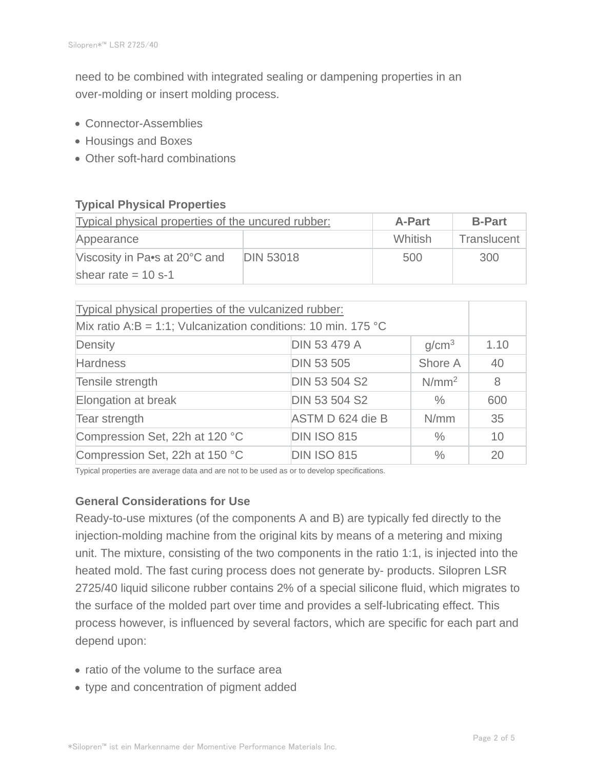need to be combined with integrated sealing or dampening properties in an over-molding or insert molding process.

- Connector-Assemblies
- Housings and Boxes
- Other soft-hard combinations

### Typical Physical Properties

| Typical physical properties of the uncured rubber: | | A-Part | B-Part |
|---|---|---|---|
| Appearance | | Whitish | Translucent |
| Viscosity in Pa•s at 20°C and shear rate = 10 s-1 | DIN 53018 | 500 | 300 |

| Typical physical properties of the vulcanized rubber:<br>Mix ratio A:B = 1:1; Vulcanization conditions: 10 min. 175 °C | | | |
|---|---|---|---|
| Density | DIN 53 479 A | $g/cm^3$ | 1.10 |
| Hardness | DIN 53 505 | Shore A | 40 |
| Tensile strength | DIN 53 504 S2 | $N/mm^2$ | 8 |
| Elongation at break | DIN 53 504 S2 | % | 600 |
| Tear strength | ASTM D 624 die B | N/mm | 35 |
| Compression Set, 22h at 120 °C | DIN ISO 815 | % | 10 |
| Compression Set, 22h at 150 °C | DIN ISO 815 | % | 20 |

Typical properties are average data and are not to be used as or to develop specifications.

### General Considerations for Use

Ready-to-use mixtures (of the components A and B) are typically fed directly to the injection-molding machine from the original kits by means of a metering and mixing unit. The mixture, consisting of the two components in the ratio 1:1, is injected into the heated mold. The fast curing process does not generate by- products. Silopren LSR 2725/40 liquid silicone rubber contains 2% of a special silicone fluid, which migrates to the surface of the molded part over time and provides a self-lubricating effect. This process however, is influenced by several factors, which are specific for each part and depend upon:

- ratio of the volume to the surface area
- type and concentration of pigment added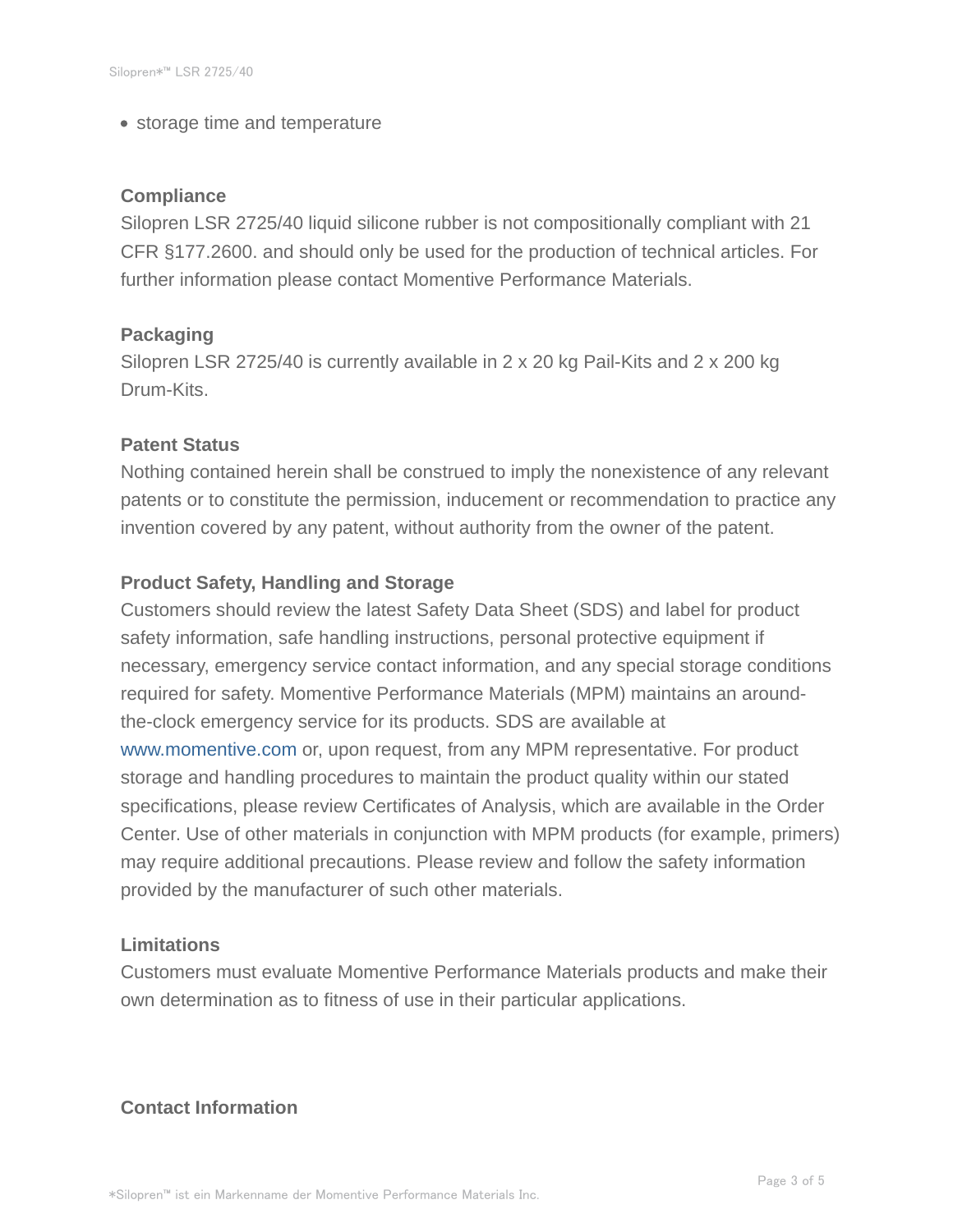- storage time and temperature

**Compliance**

Silopren LSR 2725/40 liquid silicone rubber is not compositionally compliant with 21 CFR §177.2600. and should only be used for the production of technical articles. For further information please contact Momentive Performance Materials.

**Packaging**

Silopren LSR 2725/40 is currently available in 2 x 20 kg Pail-Kits and 2 x 200 kg Drum-Kits.

**Patent Status**

Nothing contained herein shall be construed to imply the nonexistence of any relevant patents or to constitute the permission, inducement or recommendation to practice any invention covered by any patent, without authority from the owner of the patent.

**Product Safety, Handling and Storage**

Customers should review the latest Safety Data Sheet (SDS) and label for product safety information, safe handling instructions, personal protective equipment if necessary, emergency service contact information, and any special storage conditions required for safety. Momentive Performance Materials (MPM) maintains an around-the-clock emergency service for its products. SDS are available at www.momentive.com or, upon request, from any MPM representative. For product storage and handling procedures to maintain the product quality within our stated specifications, please review Certificates of Analysis, which are available in the Order Center. Use of other materials in conjunction with MPM products (for example, primers) may require additional precautions. Please review and follow the safety information provided by the manufacturer of such other materials.

**Limitations**

Customers must evaluate Momentive Performance Materials products and make their own determination as to fitness of use in their particular applications.

**Contact Information**

*Silopren™ ist ein Markenname der Momentive Performance Materials Inc.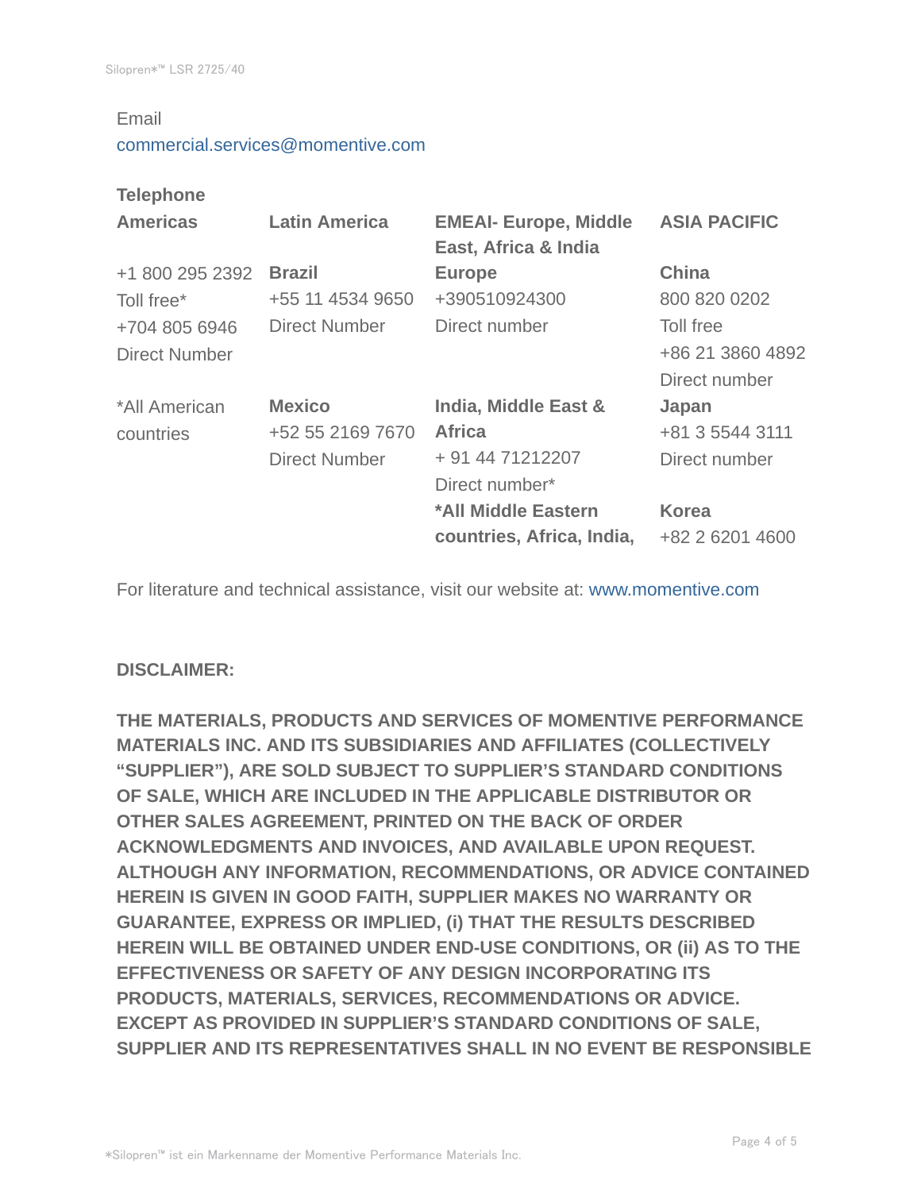Email
commercial.services@momentive.com

**Telephone**

| **Americas** | **Latin America** | **EMEAI- Europe, Middle East, Africa & India** | **ASIA PACIFIC** |
|---|---|---|---|
| +1 800 295 2392<br>Toll free*<br>+704 805 6946<br>Direct Number | **Brazil**<br>+55 11 4534 9650<br>Direct Number | **Europe**<br>+390510924300<br>Direct number | **China**<br>800 820 0202<br>Toll free<br>+86 21 3860 4892<br>Direct number |
| *All American countries | **Mexico**<br>+52 55 2169 7670<br>Direct Number | **India, Middle East & Africa**<br>+ 91 44 71212207<br>Direct number* | **Japan**<br>+81 3 5544 3111<br>Direct number |
| | | ***All Middle Eastern countries, Africa, India,** | **Korea**<br>+82 2 6201 4600 |

For literature and technical assistance, visit our website at: www.momentive.com

**DISCLAIMER:**

**THE MATERIALS, PRODUCTS AND SERVICES OF MOMENTIVE PERFORMANCE MATERIALS INC. AND ITS SUBSIDIARIES AND AFFILIATES (COLLECTIVELY "SUPPLIER"), ARE SOLD SUBJECT TO SUPPLIER'S STANDARD CONDITIONS OF SALE, WHICH ARE INCLUDED IN THE APPLICABLE DISTRIBUTOR OR OTHER SALES AGREEMENT, PRINTED ON THE BACK OF ORDER ACKNOWLEDGMENTS AND INVOICES, AND AVAILABLE UPON REQUEST. ALTHOUGH ANY INFORMATION, RECOMMENDATIONS, OR ADVICE CONTAINED HEREIN IS GIVEN IN GOOD FAITH, SUPPLIER MAKES NO WARRANTY OR GUARANTEE, EXPRESS OR IMPLIED, (i) THAT THE RESULTS DESCRIBED HEREIN WILL BE OBTAINED UNDER END-USE CONDITIONS, OR (ii) AS TO THE EFFECTIVENESS OR SAFETY OF ANY DESIGN INCORPORATING ITS PRODUCTS, MATERIALS, SERVICES, RECOMMENDATIONS OR ADVICE. EXCEPT AS PROVIDED IN SUPPLIER'S STANDARD CONDITIONS OF SALE, SUPPLIER AND ITS REPRESENTATIVES SHALL IN NO EVENT BE RESPONSIBLE**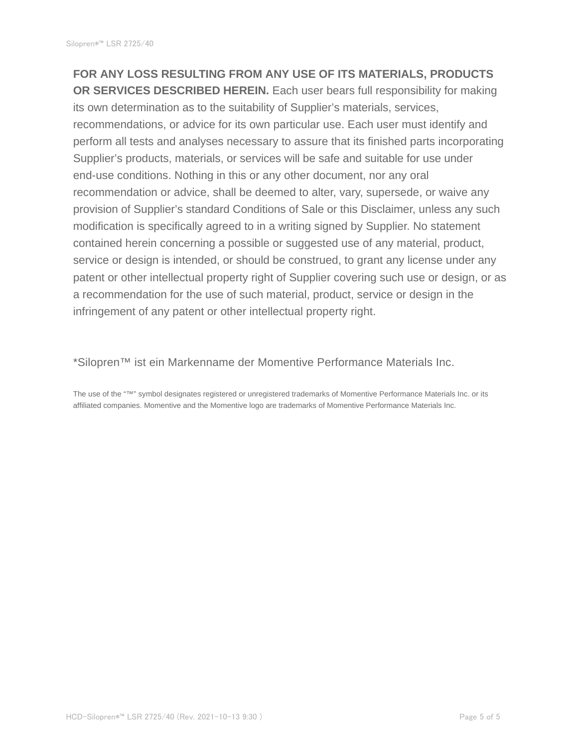**FOR ANY LOSS RESULTING FROM ANY USE OF ITS MATERIALS, PRODUCTS OR SERVICES DESCRIBED HEREIN.** Each user bears full responsibility for making its own determination as to the suitability of Supplier's materials, services, recommendations, or advice for its own particular use. Each user must identify and perform all tests and analyses necessary to assure that its finished parts incorporating Supplier's products, materials, or services will be safe and suitable for use under end-use conditions. Nothing in this or any other document, nor any oral recommendation or advice, shall be deemed to alter, vary, supersede, or waive any provision of Supplier's standard Conditions of Sale or this Disclaimer, unless any such modification is specifically agreed to in a writing signed by Supplier. No statement contained herein concerning a possible or suggested use of any material, product, service or design is intended, or should be construed, to grant any license under any patent or other intellectual property right of Supplier covering such use or design, or as a recommendation for the use of such material, product, service or design in the infringement of any patent or other intellectual property right.

*Silopren™ ist ein Markenname der Momentive Performance Materials Inc.

The use of the "™" symbol designates registered or unregistered trademarks of Momentive Performance Materials Inc. or its affiliated companies. Momentive and the Momentive logo are trademarks of Momentive Performance Materials Inc.